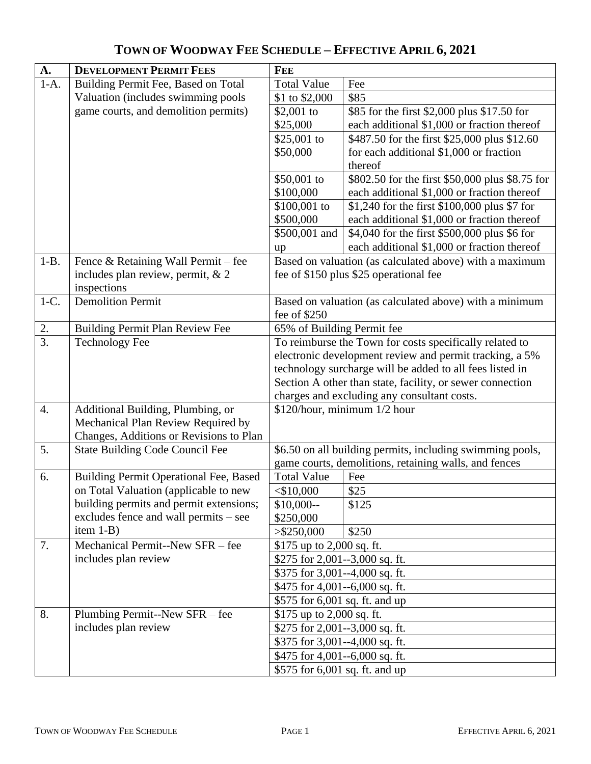# Town of Woodway Fee Schedule – Effective April 6, 2021

| A. | Development Permit Fees | Fee | |
|---|---|---|---|
| 1-A. | Building Permit Fee, Based on Total Valuation (includes swimming pools game courts, and demolition permits) | Total Value | Fee |
| | | $1 to $2,000 | $85 |
| | | $2,001 to $25,000 | $85 for the first $2,000 plus $17.50 for each additional $1,000 or fraction thereof |
| | | $25,001 to $50,000 | $487.50 for the first $25,000 plus $12.60 for each additional $1,000 or fraction thereof |
| | | $50,001 to $100,000 | $802.50 for the first $50,000 plus $8.75 for each additional $1,000 or fraction thereof |
| | | $100,001 to $500,000 | $1,240 for the first $100,000 plus $7 for each additional $1,000 or fraction thereof |
| | | $500,001 and up | $4,040 for the first $500,000 plus $6 for each additional $1,000 or fraction thereof |
| 1-B. | Fence & Retaining Wall Permit – fee includes plan review, permit, & 2 inspections | Based on valuation (as calculated above) with a maximum fee of $150 plus $25 operational fee | |
| 1-C. | Demolition Permit | Based on valuation (as calculated above) with a minimum fee of $250 | |
| 2. | Building Permit Plan Review Fee | 65% of Building Permit fee | |
| 3. | Technology Fee | To reimburse the Town for costs specifically related to electronic development review and permit tracking, a 5% technology surcharge will be added to all fees listed in Section A other than state, facility, or sewer connection charges and excluding any consultant costs. | |
| 4. | Additional Building, Plumbing, or Mechanical Plan Review Required by Changes, Additions or Revisions to Plan | $120/hour, minimum 1/2 hour | |
| 5. | State Building Code Council Fee | $6.50 on all building permits, including swimming pools, game courts, demolitions, retaining walls, and fences | |
| 6. | Building Permit Operational Fee, Based on Total Valuation (applicable to new building permits and permit extensions; excludes fence and wall permits – see item 1-B) | Total Value | Fee |
| | | <$10,000 | $25 |
| | | $10,000--$250,000 | $125 |
| | | >$250,000 | $250 |
| 7. | Mechanical Permit--New SFR – fee includes plan review | $175 up to 2,000 sq. ft. | |
| | | $275 for 2,001--3,000 sq. ft. | |
| | | $375 for 3,001--4,000 sq. ft. | |
| | | $475 for 4,001--6,000 sq. ft. | |
| | | $575 for 6,001 sq. ft. and up | |
| 8. | Plumbing Permit--New SFR – fee includes plan review | $175 up to 2,000 sq. ft. | |
| | | $275 for 2,001--3,000 sq. ft. | |
| | | $375 for 3,001--4,000 sq. ft. | |
| | | $475 for 4,001--6,000 sq. ft. | |
| | | $575 for 6,001 sq. ft. and up | |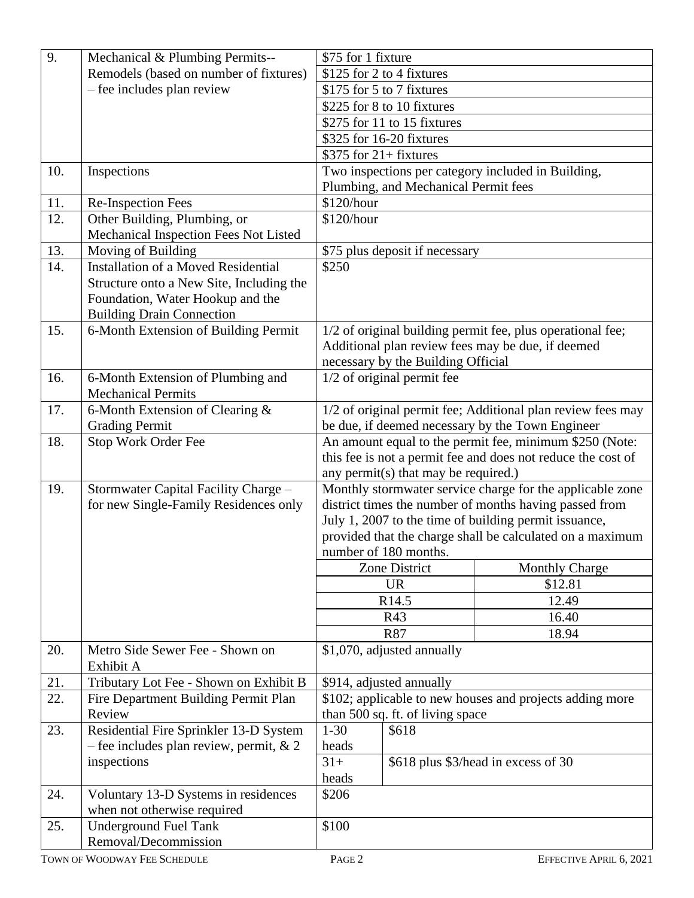| | | | |
|---|---|---|---|
| 9. | Mechanical & Plumbing Permits--Remodels (based on number of fixtures) – fee includes plan review | $75 for 1 fixture | |
| | | $125 for 2 to 4 fixtures | |
| | | $175 for 5 to 7 fixtures | |
| | | $225 for 8 to 10 fixtures | |
| | | $275 for 11 to 15 fixtures | |
| | | $325 for 16-20 fixtures | |
| | | $375 for 21+ fixtures | |
| 10. | Inspections | Two inspections per category included in Building, Plumbing, and Mechanical Permit fees | |
| 11. | Re-Inspection Fees | $120/hour | |
| 12. | Other Building, Plumbing, or Mechanical Inspection Fees Not Listed | $120/hour | |
| 13. | Moving of Building | $75 plus deposit if necessary | |
| 14. | Installation of a Moved Residential Structure onto a New Site, Including the Foundation, Water Hookup and the Building Drain Connection | $250 | |
| 15. | 6-Month Extension of Building Permit | 1/2 of original building permit fee, plus operational fee; Additional plan review fees may be due, if deemed necessary by the Building Official | |
| 16. | 6-Month Extension of Plumbing and Mechanical Permits | 1/2 of original permit fee | |
| 17. | 6-Month Extension of Clearing & Grading Permit | 1/2 of original permit fee; Additional plan review fees may be due, if deemed necessary by the Town Engineer | |
| 18. | Stop Work Order Fee | An amount equal to the permit fee, minimum $250 (Note: this fee is not a permit fee and does not reduce the cost of any permit(s) that may be required.) | |
| 19. | Stormwater Capital Facility Charge – for new Single-Family Residences only | Monthly stormwater service charge for the applicable zone district times the number of months having passed from July 1, 2007 to the time of building permit issuance, provided that the charge shall be calculated on a maximum number of 180 months. | |
| | | Zone District | Monthly Charge |
| | | UR | $12.81 |
| | | R14.5 | 12.49 |
| | | R43 | 16.40 |
| | | R87 | 18.94 |
| 20. | Metro Side Sewer Fee - Shown on Exhibit A | $1,070, adjusted annually | |
| 21. | Tributary Lot Fee - Shown on Exhibit B | $914, adjusted annually | |
| 22. | Fire Department Building Permit Plan Review | $102; applicable to new houses and projects adding more than 500 sq. ft. of living space | |
| 23. | Residential Fire Sprinkler 13-D System – fee includes plan review, permit, & 2 inspections | 1-30 heads | $618 |
| | | 31+ heads | $618 plus $3/head in excess of 30 |
| 24. | Voluntary 13-D Systems in residences when not otherwise required | $206 | |
| 25. | Underground Fuel Tank Removal/Decommission | $100 | |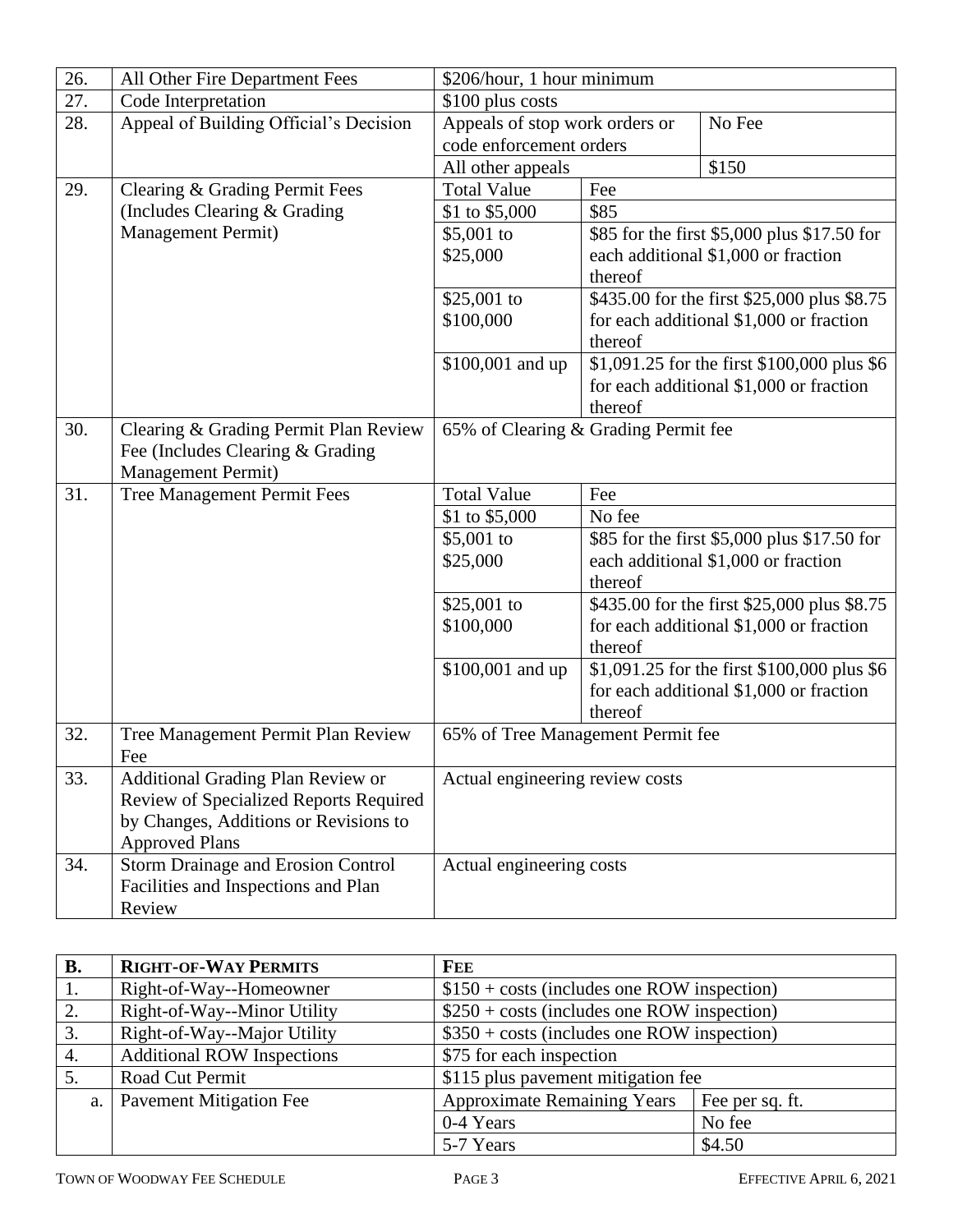| | | | | |
|---|---|---|---|---|
| 26. | All Other Fire Department Fees | $206/hour, 1 hour minimum | | |
| 27. | Code Interpretation | $100 plus costs | | |
| 28. | Appeal of Building Official's Decision | Appeals of stop work orders or code enforcement orders | | No Fee |
| | | All other appeals | | $150 |
| 29. | Clearing & Grading Permit Fees (Includes Clearing & Grading Management Permit) | Total Value | Fee | |
| | | $1 to $5,000 | $85 | |
| | | $5,001 to $25,000 | $85 for the first $5,000 plus $17.50 for each additional $1,000 or fraction thereof | |
| | | $25,001 to $100,000 | $435.00 for the first $25,000 plus $8.75 for each additional $1,000 or fraction thereof | |
| | | $100,001 and up | $1,091.25 for the first $100,000 plus $6 for each additional $1,000 or fraction thereof | |
| 30. | Clearing & Grading Permit Plan Review Fee (Includes Clearing & Grading Management Permit) | 65% of Clearing & Grading Permit fee | | |
| 31. | Tree Management Permit Fees | Total Value | Fee | |
| | | $1 to $5,000 | No fee | |
| | | $5,001 to $25,000 | $85 for the first $5,000 plus $17.50 for each additional $1,000 or fraction thereof | |
| | | $25,001 to $100,000 | $435.00 for the first $25,000 plus $8.75 for each additional $1,000 or fraction thereof | |
| | | $100,001 and up | $1,091.25 for the first $100,000 plus $6 for each additional $1,000 or fraction thereof | |
| 32. | Tree Management Permit Plan Review Fee | 65% of Tree Management Permit fee | | |
| 33. | Additional Grading Plan Review or Review of Specialized Reports Required by Changes, Additions or Revisions to Approved Plans | Actual engineering review costs | | |
| 34. | Storm Drainage and Erosion Control Facilities and Inspections and Plan Review | Actual engineering costs | | |

| **B.** | **RIGHT-OF-WAY PERMITS** | **FEE** | |
|---|---|---|---|
| 1. | Right-of-Way--Homeowner | $150 + costs (includes one ROW inspection) | |
| 2. | Right-of-Way--Minor Utility | $250 + costs (includes one ROW inspection) | |
| 3. | Right-of-Way--Major Utility | $350 + costs (includes one ROW inspection) | |
| 4. | Additional ROW Inspections | $75 for each inspection | |
| 5. | Road Cut Permit | $115 plus pavement mitigation fee | |
| a. | Pavement Mitigation Fee | Approximate Remaining Years | Fee per sq. ft. |
| | | 0-4 Years | No fee |
| | | 5-7 Years | $4.50 |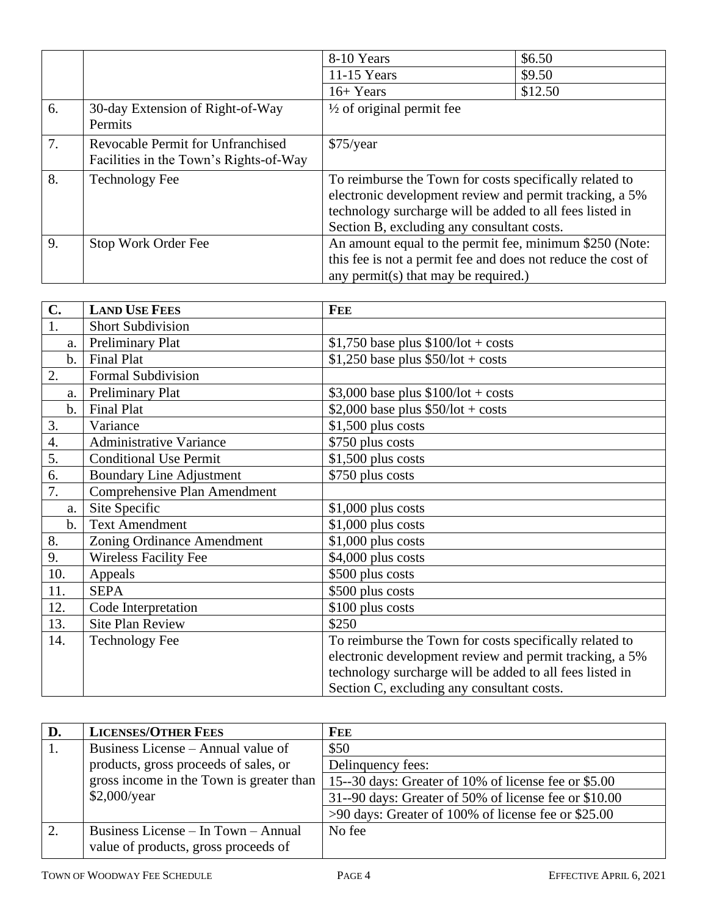| | | | |
|---|---|---|---|
| | | 8-10 Years | $6.50 |
| | | 11-15 Years | $9.50 |
| | | 16+ Years | $12.50 |
| 6. | 30-day Extension of Right-of-Way Permits | ½ of original permit fee | |
| 7. | Revocable Permit for Unfranchised Facilities in the Town's Rights-of-Way | $75/year | |
| 8. | Technology Fee | To reimburse the Town for costs specifically related to electronic development review and permit tracking, a 5% technology surcharge will be added to all fees listed in Section B, excluding any consultant costs. | |
| 9. | Stop Work Order Fee | An amount equal to the permit fee, minimum $250 (Note: this fee is not a permit fee and does not reduce the cost of any permit(s) that may be required.) | |

| C. | LAND USE FEES | FEE |
|---|---|---|
| 1. | Short Subdivision | |
| a. | Preliminary Plat | $1,750 base plus $100/lot + costs |
| b. | Final Plat | $1,250 base plus $50/lot + costs |
| 2. | Formal Subdivision | |
| a. | Preliminary Plat | $3,000 base plus $100/lot + costs |
| b. | Final Plat | $2,000 base plus $50/lot + costs |
| 3. | Variance | $1,500 plus costs |
| 4. | Administrative Variance | $750 plus costs |
| 5. | Conditional Use Permit | $1,500 plus costs |
| 6. | Boundary Line Adjustment | $750 plus costs |
| 7. | Comprehensive Plan Amendment | |
| a. | Site Specific | $1,000 plus costs |
| b. | Text Amendment | $1,000 plus costs |
| 8. | Zoning Ordinance Amendment | $1,000 plus costs |
| 9. | Wireless Facility Fee | $4,000 plus costs |
| 10. | Appeals | $500 plus costs |
| 11. | SEPA | $500 plus costs |
| 12. | Code Interpretation | $100 plus costs |
| 13. | Site Plan Review | $250 |
| 14. | Technology Fee | To reimburse the Town for costs specifically related to electronic development review and permit tracking, a 5% technology surcharge will be added to all fees listed in Section C, excluding any consultant costs. |

| D. | LICENSES/OTHER FEES | FEE |
|---|---|---|
| 1. | Business License – Annual value of products, gross proceeds of sales, or gross income in the Town is greater than $2,000/year | $50 |
| | | Delinquency fees: |
| | | 15--30 days: Greater of 10% of license fee or $5.00 |
| | | 31--90 days: Greater of 50% of license fee or $10.00 |
| | | >90 days: Greater of 100% of license fee or $25.00 |
| 2. | Business License – In Town – Annual value of products, gross proceeds of | No fee |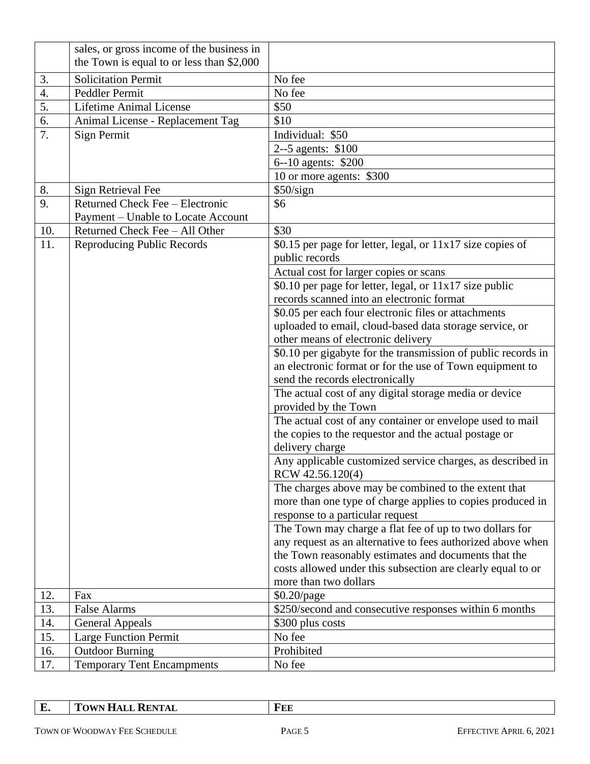| | | |
|---|---|---|
| | sales, or gross income of the business in the Town is equal to or less than $2,000 | |
| 3. | Solicitation Permit | No fee |
| 4. | Peddler Permit | No fee |
| 5. | Lifetime Animal License | $50 |
| 6. | Animal License - Replacement Tag | $10 |
| 7. | Sign Permit | Individual: $50 |
| | | 2--5 agents: $100 |
| | | 6--10 agents: $200 |
| | | 10 or more agents: $300 |
| 8. | Sign Retrieval Fee | $50/sign |
| 9. | Returned Check Fee – Electronic Payment – Unable to Locate Account | $6 |
| 10. | Returned Check Fee – All Other | $30 |
| 11. | Reproducing Public Records | $0.15 per page for letter, legal, or 11x17 size copies of public records |
| | | Actual cost for larger copies or scans |
| | | $0.10 per page for letter, legal, or 11x17 size public records scanned into an electronic format |
| | | $0.05 per each four electronic files or attachments uploaded to email, cloud-based data storage service, or other means of electronic delivery |
| | | $0.10 per gigabyte for the transmission of public records in an electronic format or for the use of Town equipment to send the records electronically |
| | | The actual cost of any digital storage media or device provided by the Town |
| | | The actual cost of any container or envelope used to mail the copies to the requestor and the actual postage or delivery charge |
| | | Any applicable customized service charges, as described in RCW 42.56.120(4) |
| | | The charges above may be combined to the extent that more than one type of charge applies to copies produced in response to a particular request |
| | | The Town may charge a flat fee of up to two dollars for any request as an alternative to fees authorized above when the Town reasonably estimates and documents that the costs allowed under this subsection are clearly equal to or more than two dollars |
| 12. | Fax | $0.20/page |
| 13. | False Alarms | $250/second and consecutive responses within 6 months |
| 14. | General Appeals | $300 plus costs |
| 15. | Large Function Permit | No fee |
| 16. | Outdoor Burning | Prohibited |
| 17. | Temporary Tent Encampments | No fee |

| E. | TOWN HALL RENTAL | FEE |
|---|---|---|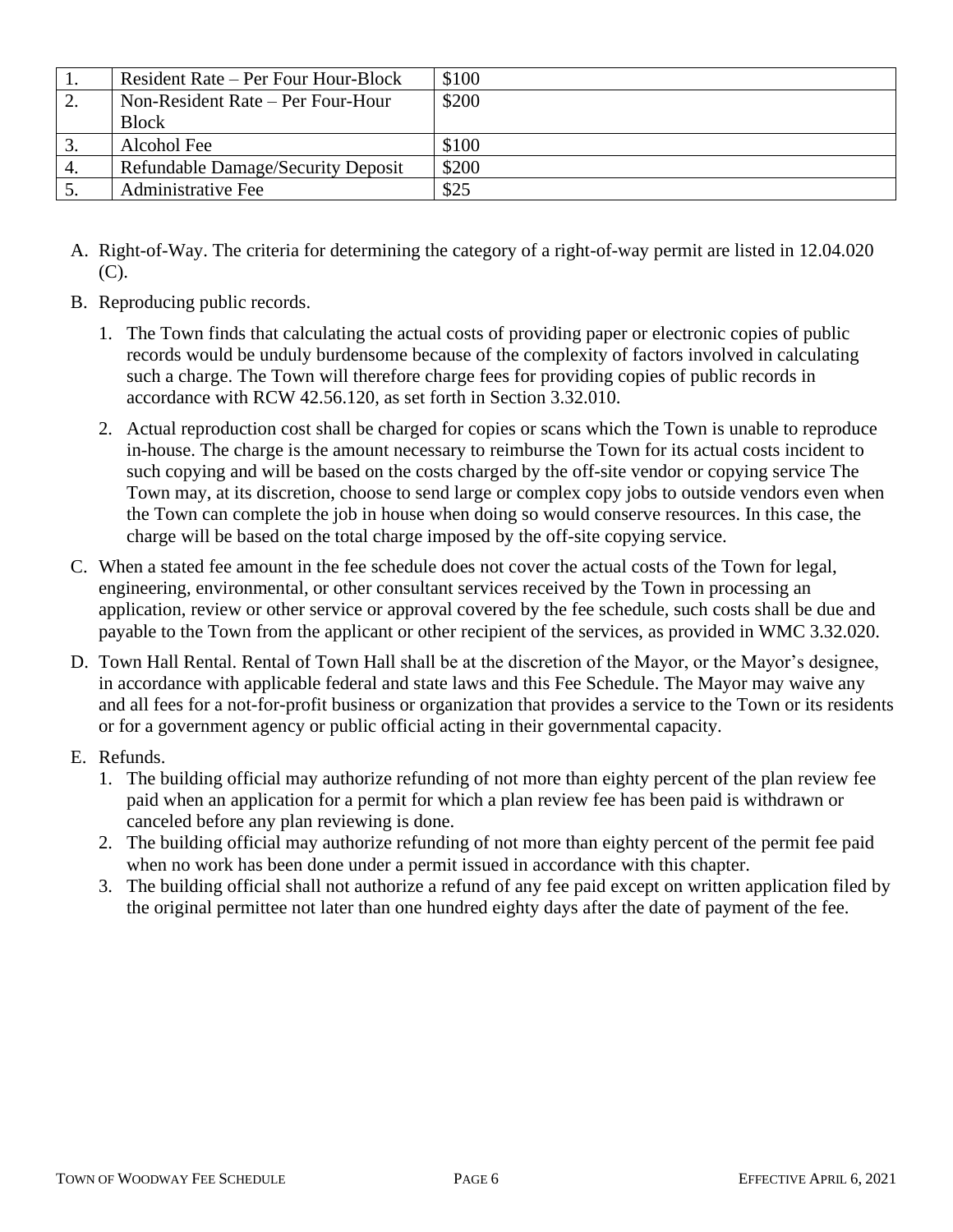| | | |
|---|---|---|
| 1. | Resident Rate – Per Four Hour-Block | $100 |
| 2. | Non-Resident Rate – Per Four-Hour Block | $200 |
| 3. | Alcohol Fee | $100 |
| 4. | Refundable Damage/Security Deposit | $200 |
| 5. | Administrative Fee | $25 |

A. Right-of-Way. The criteria for determining the category of a right-of-way permit are listed in 12.04.020 (C).

B. Reproducing public records.

   1. The Town finds that calculating the actual costs of providing paper or electronic copies of public records would be unduly burdensome because of the complexity of factors involved in calculating such a charge. The Town will therefore charge fees for providing copies of public records in accordance with RCW 42.56.120, as set forth in Section 3.32.010.

   2. Actual reproduction cost shall be charged for copies or scans which the Town is unable to reproduce in-house. The charge is the amount necessary to reimburse the Town for its actual costs incident to such copying and will be based on the costs charged by the off-site vendor or copying service The Town may, at its discretion, choose to send large or complex copy jobs to outside vendors even when the Town can complete the job in house when doing so would conserve resources. In this case, the charge will be based on the total charge imposed by the off-site copying service.

C. When a stated fee amount in the fee schedule does not cover the actual costs of the Town for legal, engineering, environmental, or other consultant services received by the Town in processing an application, review or other service or approval covered by the fee schedule, such costs shall be due and payable to the Town from the applicant or other recipient of the services, as provided in WMC 3.32.020.

D. Town Hall Rental. Rental of Town Hall shall be at the discretion of the Mayor, or the Mayor's designee, in accordance with applicable federal and state laws and this Fee Schedule. The Mayor may waive any and all fees for a not-for-profit business or organization that provides a service to the Town or its residents or for a government agency or public official acting in their governmental capacity.

E. Refunds.

   1. The building official may authorize refunding of not more than eighty percent of the plan review fee paid when an application for a permit for which a plan review fee has been paid is withdrawn or canceled before any plan reviewing is done.
   2. The building official may authorize refunding of not more than eighty percent of the permit fee paid when no work has been done under a permit issued in accordance with this chapter.
   3. The building official shall not authorize a refund of any fee paid except on written application filed by the original permittee not later than one hundred eighty days after the date of payment of the fee.